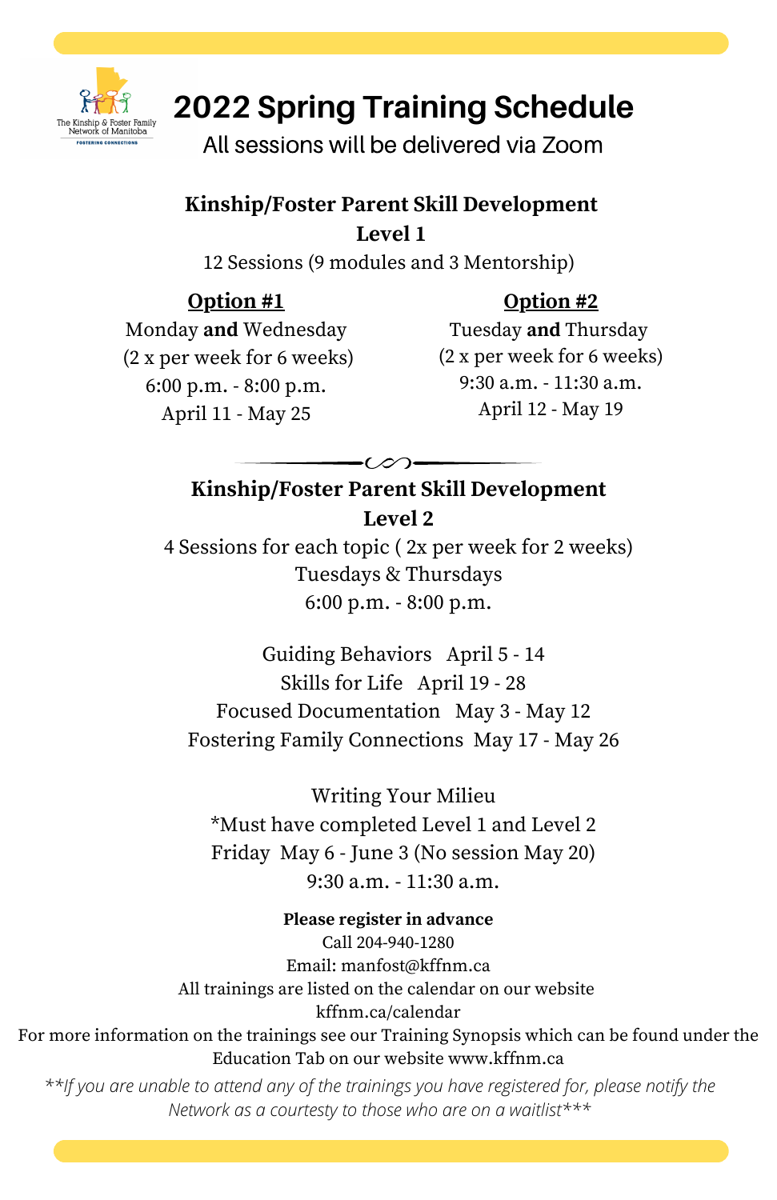The Kinship & Foster Family Network of Manitoba
FOSTERING CONNECTIONS

# 2022 Spring Training Schedule

All sessions will be delivered via Zoom

## Kinship/Foster Parent Skill Development Level 1

12 Sessions (9 modules and 3 Mentorship)

**Option #1**

Monday **and** Wednesday
(2 x per week for 6 weeks)
6:00 p.m. - 8:00 p.m.
April 11 - May 25

**Option #2**

Tuesday **and** Thursday
(2 x per week for 6 weeks)
9:30 a.m. - 11:30 a.m.
April 12 - May 19

## Kinship/Foster Parent Skill Development Level 2

4 Sessions for each topic ( 2x per week for 2 weeks)
Tuesdays & Thursdays
6:00 p.m. - 8:00 p.m.

Guiding Behaviors April 5 - 14
Skills for Life April 19 - 28
Focused Documentation May 3 - May 12
Fostering Family Connections May 17 - May 26

Writing Your Milieu
*Must have completed Level 1 and Level 2
Friday May 6 - June 3 (No session May 20)
9:30 a.m. - 11:30 a.m.

**Please register in advance**
Call 204-940-1280
Email: manfost@kffnm.ca
All trainings are listed on the calendar on our website
kffnm.ca/calendar
For more information on the trainings see our Training Synopsis which can be found under the Education Tab on our website www.kffnm.ca

*\*\*If you are unable to attend any of the trainings you have registered for, please notify the Network as a courtesy to those who are on a waitlist\*\*\**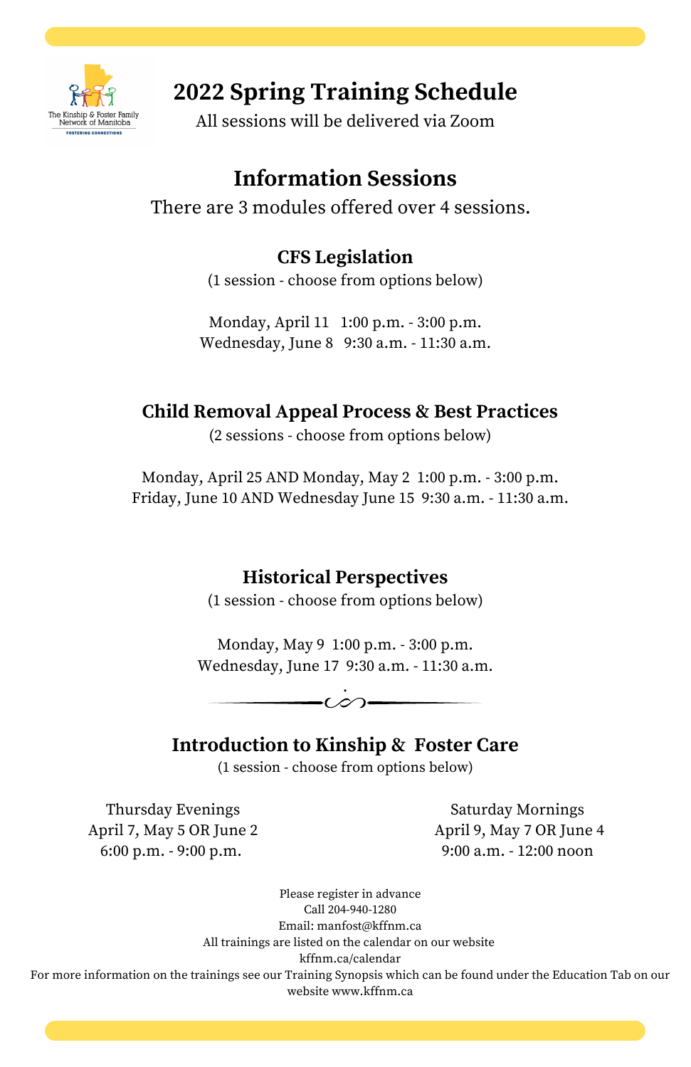The Kinship & Foster Family Network of Manitoba
FOSTERING CONNECTIONS

# 2022 Spring Training Schedule

All sessions will be delivered via Zoom

## Information Sessions

There are 3 modules offered over 4 sessions.

### CFS Legislation

(1 session - choose from options below)

Monday, April 11 1:00 p.m. - 3:00 p.m.
Wednesday, June 8 9:30 a.m. - 11:30 a.m.

### Child Removal Appeal Process & Best Practices

(2 sessions - choose from options below)

Monday, April 25 AND Monday, May 2 1:00 p.m. - 3:00 p.m.
Friday, June 10 AND Wednesday June 15 9:30 a.m. - 11:30 a.m.

### Historical Perspectives

(1 session - choose from options below)

Monday, May 9 1:00 p.m. - 3:00 p.m.
Wednesday, June 17 9:30 a.m. - 11:30 a.m.

## Introduction to Kinship & Foster Care

(1 session - choose from options below)

Thursday Evenings
April 7, May 5 OR June 2
6:00 p.m. - 9:00 p.m.

Saturday Mornings
April 9, May 7 OR June 4
9:00 a.m. - 12:00 noon

Please register in advance
Call 204-940-1280
Email: manfost@kffnm.ca
All trainings are listed on the calendar on our website
kffnm.ca/calendar
For more information on the trainings see our Training Synopsis which can be found under the Education Tab on our website www.kffnm.ca